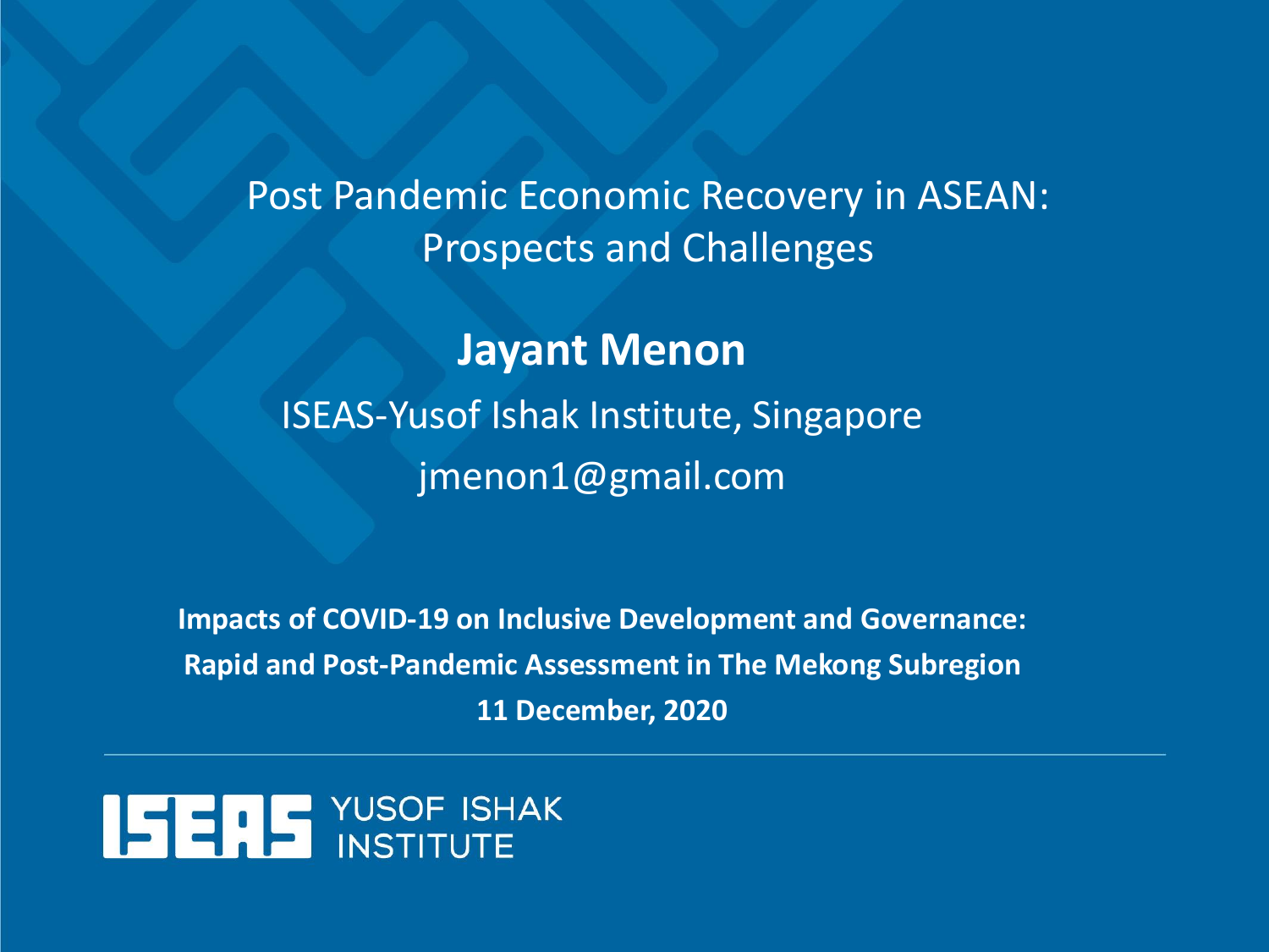# Post Pandemic Economic Recovery in ASEAN: Prospects and Challenges

**Jayant Menon**

ISEAS-Yusof Ishak Institute, Singapore

jmenon1@gmail.com

**Impacts of COVID-19 on Inclusive Development and Governance: Rapid and Post-Pandemic Assessment in The Mekong Subregion**

**11 December, 2020**

ISEAS YUSOF ISHAK INSTITUTE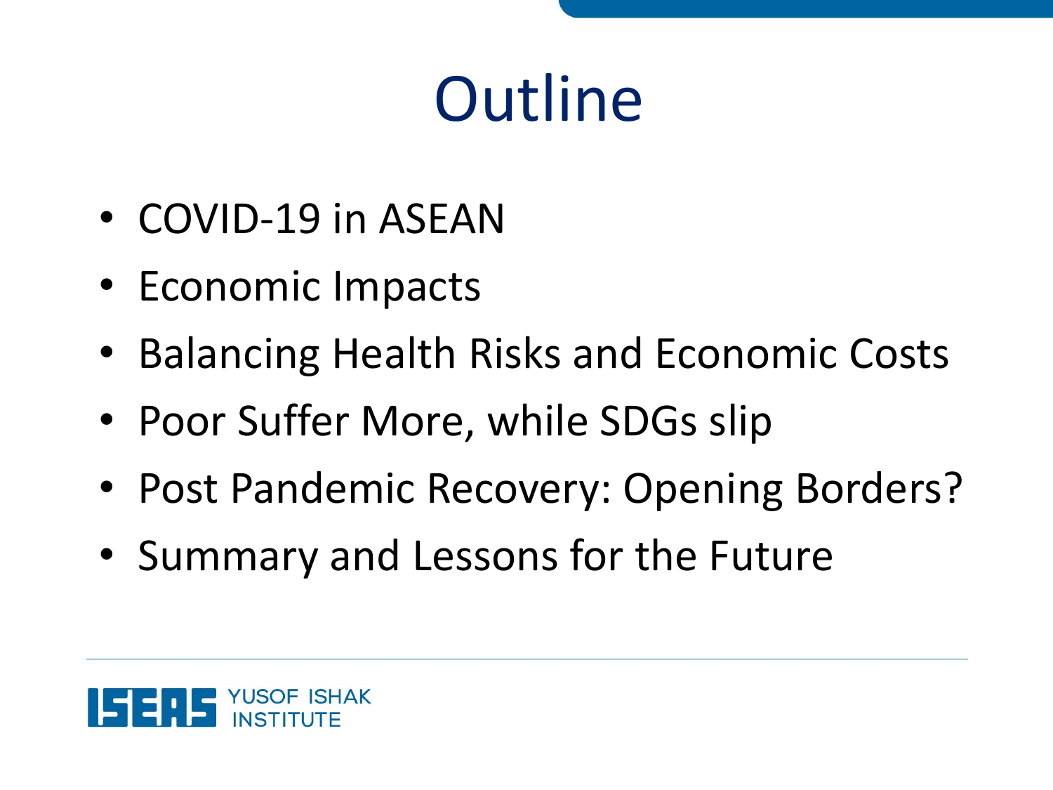# Outline

- COVID-19 in ASEAN
- Economic Impacts
- Balancing Health Risks and Economic Costs
- Poor Suffer More, while SDGs slip
- Post Pandemic Recovery: Opening Borders?
- Summary and Lessons for the Future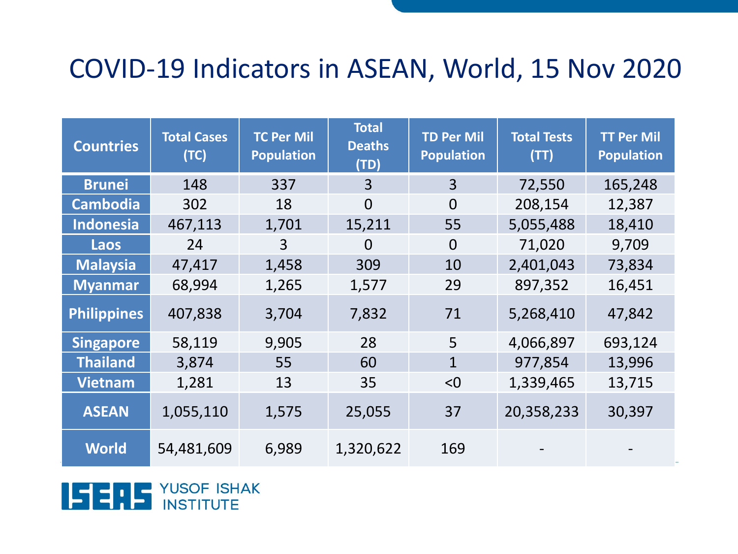# COVID-19 Indicators in ASEAN, World, 15 Nov 2020

| Countries | Total Cases (TC) | TC Per Mil Population | Total Deaths (TD) | TD Per Mil Population | Total Tests (TT) | TT Per Mil Population |
|---|---|---|---|---|---|---|
| Brunei | 148 | 337 | 3 | 3 | 72,550 | 165,248 |
| Cambodia | 302 | 18 | 0 | 0 | 208,154 | 12,387 |
| Indonesia | 467,113 | 1,701 | 15,211 | 55 | 5,055,488 | 18,410 |
| Laos | 24 | 3 | 0 | 0 | 71,020 | 9,709 |
| Malaysia | 47,417 | 1,458 | 309 | 10 | 2,401,043 | 73,834 |
| Myanmar | 68,994 | 1,265 | 1,577 | 29 | 897,352 | 16,451 |
| Philippines | 407,838 | 3,704 | 7,832 | 71 | 5,268,410 | 47,842 |
| Singapore | 58,119 | 9,905 | 28 | 5 | 4,066,897 | 693,124 |
| Thailand | 3,874 | 55 | 60 | 1 | 977,854 | 13,996 |
| Vietnam | 1,281 | 13 | 35 | <0 | 1,339,465 | 13,715 |
| ASEAN | 1,055,110 | 1,575 | 25,055 | 37 | 20,358,233 | 30,397 |
| World | 54,481,609 | 6,989 | 1,320,622 | 169 | - | - |

ISEAS YUSOF ISHAK INSTITUTE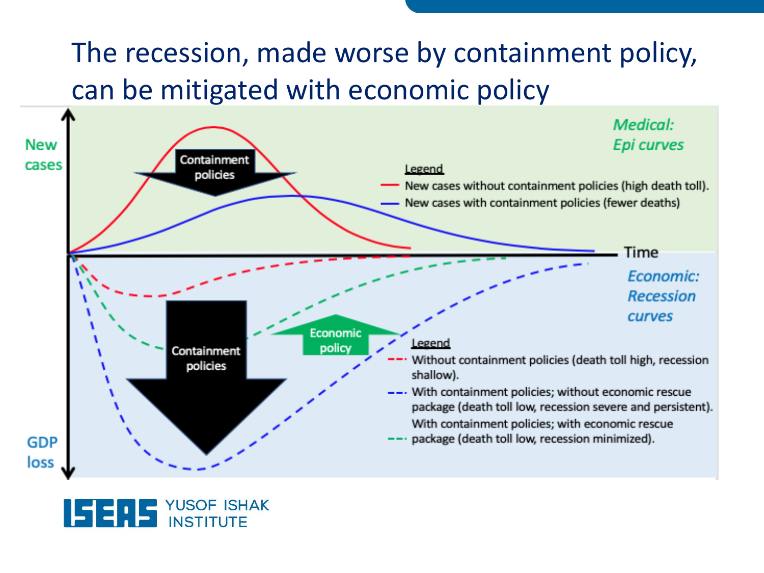# The recession, made worse by containment policy, can be mitigated with economic policy

New cases

Containment policies

*Medical: Epi curves*

Legend

- New cases without containment policies (high death toll).
- New cases with containment policies (fewer deaths)

Time

Containment policies

Economic policy

*Economic: Recession curves*

Legend

- Without containment policies (death toll high, recession shallow).
- With containment policies; without economic rescue package (death toll low, recession severe and persistent).
- With containment policies; with economic rescue package (death toll low, recession minimized).

GDP loss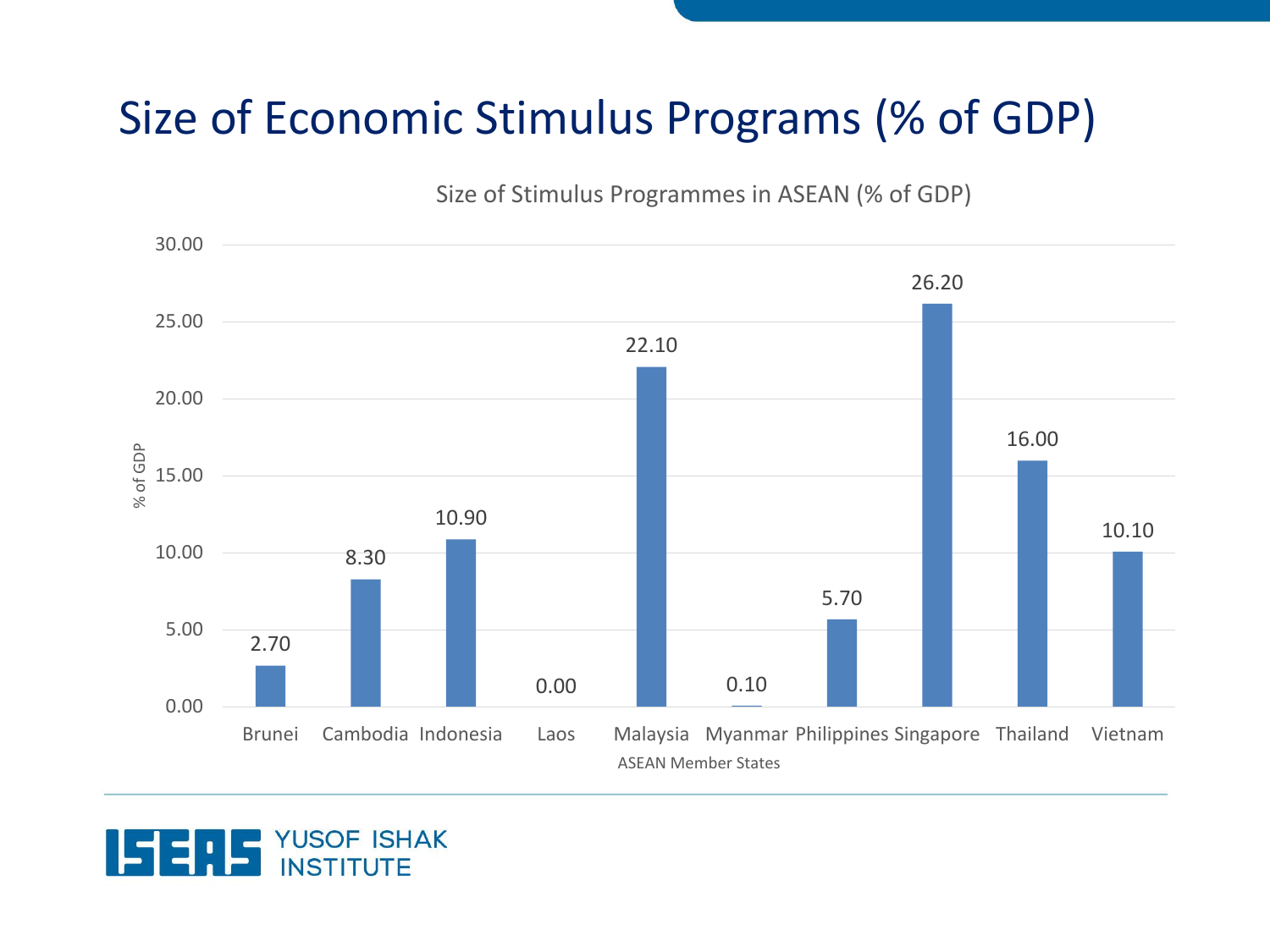# Size of Economic Stimulus Programs (% of GDP)

Size of Stimulus Programmes in ASEAN (% of GDP)

| ASEAN Member States | % of GDP |
|---|---|
| Brunei | 2.70 |
| Cambodia | 8.30 |
| Indonesia | 10.90 |
| Laos | 0.00 |
| Malaysia | 22.10 |
| Myanmar | 0.10 |
| Philippines | 5.70 |
| Singapore | 26.20 |
| Thailand | 16.00 |
| Vietnam | 10.10 |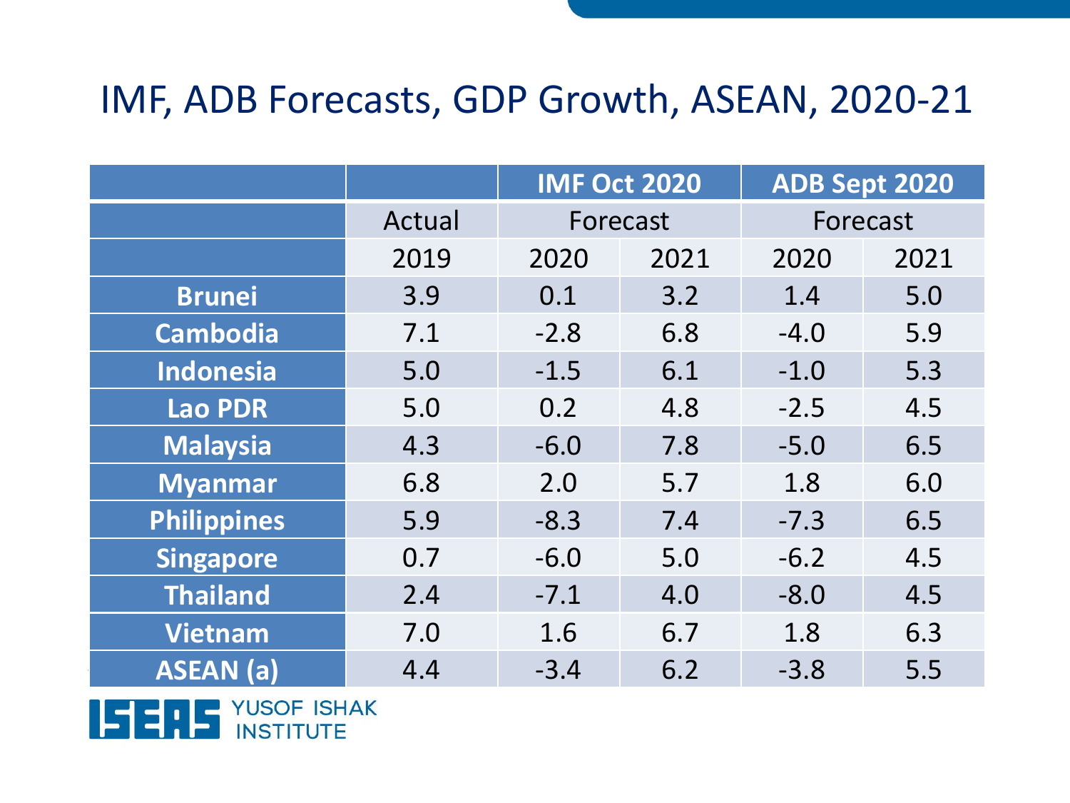# IMF, ADB Forecasts, GDP Growth, ASEAN, 2020-21

| | | IMF Oct 2020 | | ADB Sept 2020 | |
|---|---|---|---|---|---|
| | Actual | Forecast | | Forecast | |
| | 2019 | 2020 | 2021 | 2020 | 2021 |
| **Brunei** | 3.9 | 0.1 | 3.2 | 1.4 | 5.0 |
| **Cambodia** | 7.1 | -2.8 | 6.8 | -4.0 | 5.9 |
| **Indonesia** | 5.0 | -1.5 | 6.1 | -1.0 | 5.3 |
| **Lao PDR** | 5.0 | 0.2 | 4.8 | -2.5 | 4.5 |
| **Malaysia** | 4.3 | -6.0 | 7.8 | -5.0 | 6.5 |
| **Myanmar** | 6.8 | 2.0 | 5.7 | 1.8 | 6.0 |
| **Philippines** | 5.9 | -8.3 | 7.4 | -7.3 | 6.5 |
| **Singapore** | 0.7 | -6.0 | 5.0 | -6.2 | 4.5 |
| **Thailand** | 2.4 | -7.1 | 4.0 | -8.0 | 4.5 |
| **Vietnam** | 7.0 | 1.6 | 6.7 | 1.8 | 6.3 |
| **ASEAN (a)** | 4.4 | -3.4 | 6.2 | -3.8 | 5.5 |

ISEAS YUSOF ISHAK INSTITUTE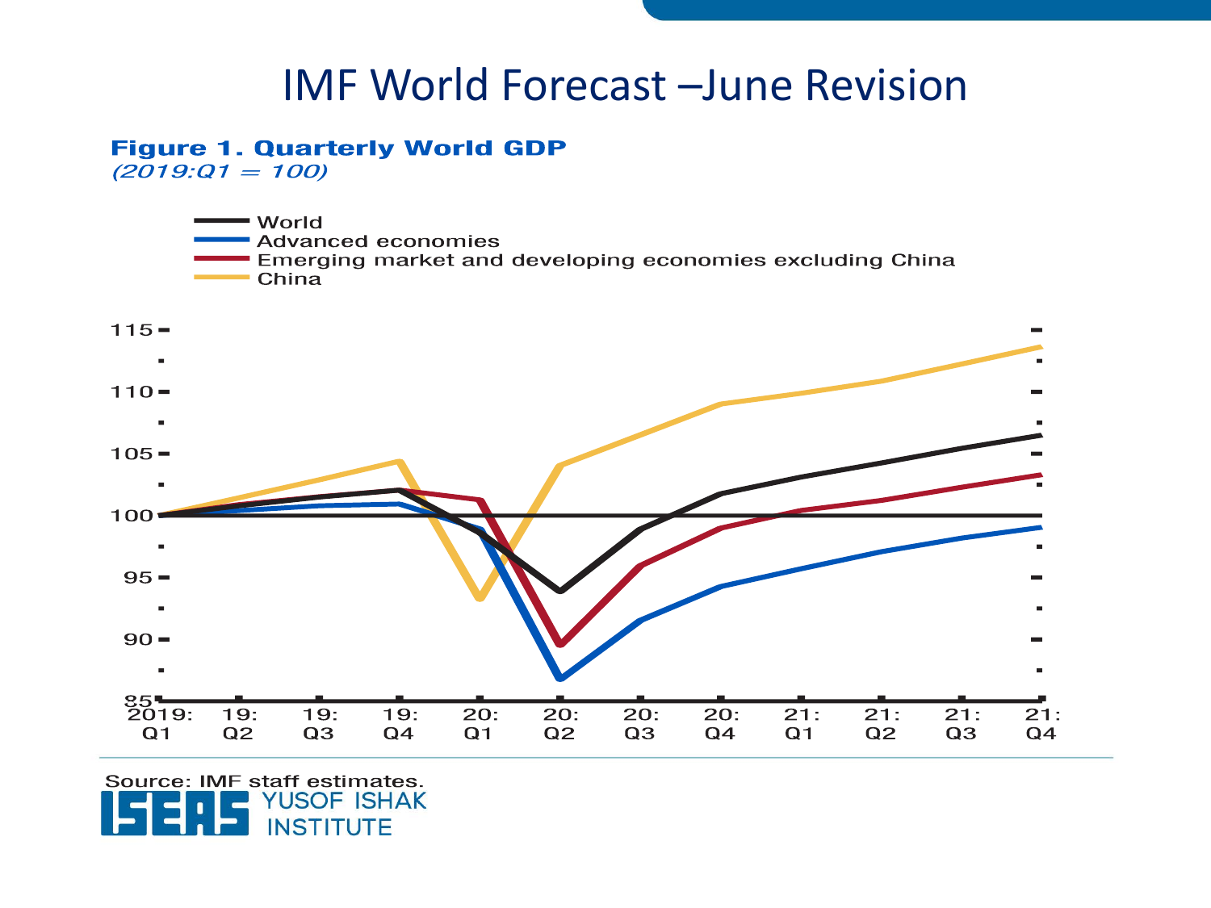# IMF World Forecast –June Revision

**Figure 1. Quarterly World GDP**
*(2019:Q1 = 100)*

- World
- Advanced economies
- Emerging market and developing economies excluding China
- China

Source: IMF staff estimates.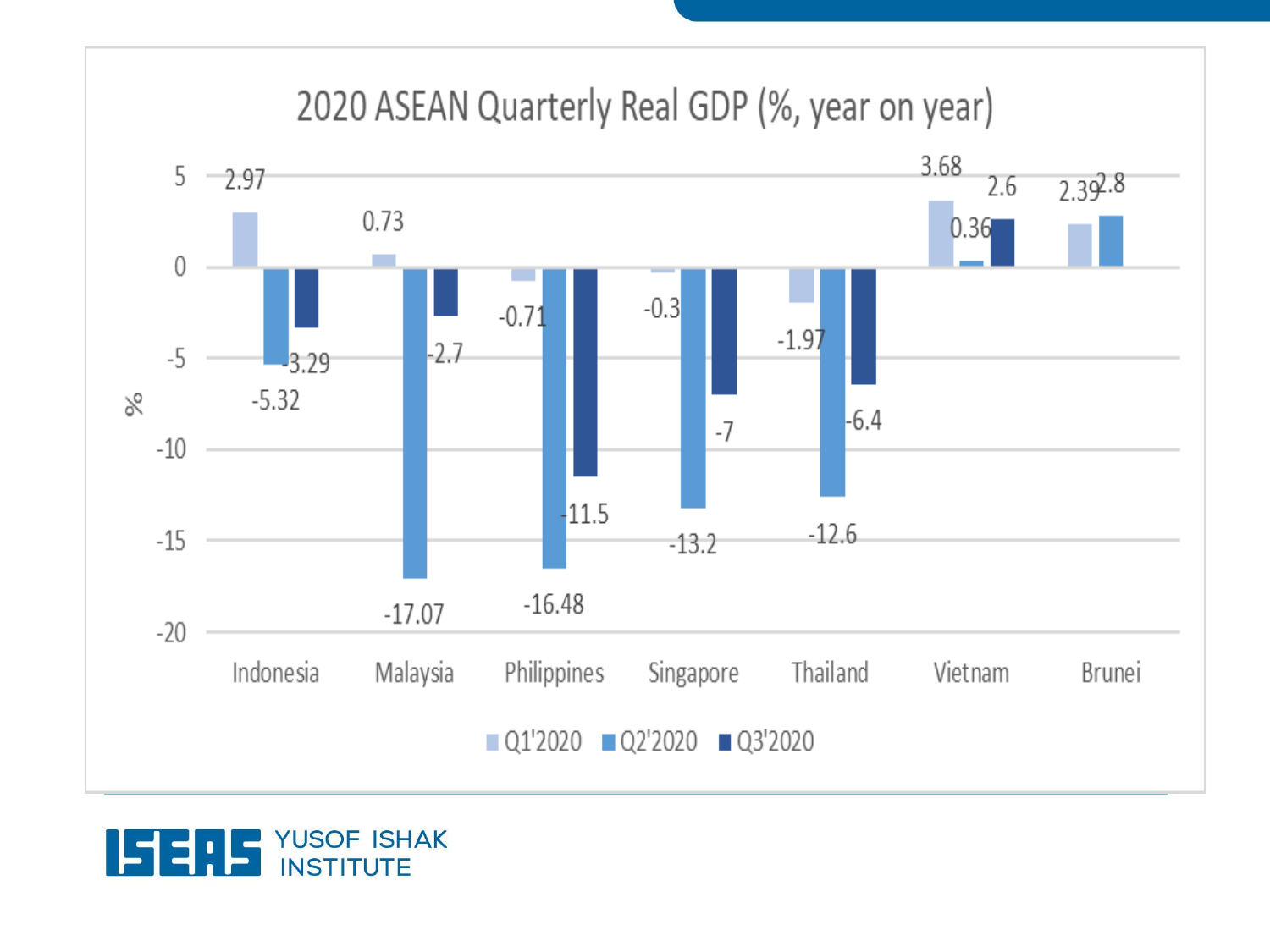## 2020 ASEAN Quarterly Real GDP (%, year on year)

| Country | Q1'2020 | Q2'2020 | Q3'2020 |
| --- | --- | --- | --- |
| Indonesia | 2.97 | -5.32 | -3.29 |
| Malaysia | 0.73 | -17.07 | -2.7 |
| Philippines | -0.71 | -16.48 | -11.5 |
| Singapore | -0.3 | -13.2 | -7 |
| Thailand | -1.97 | -12.6 | -6.4 |
| Vietnam | 3.68 | 0.36 | 2.6 |
| Brunei | 2.39 | 2.8 | |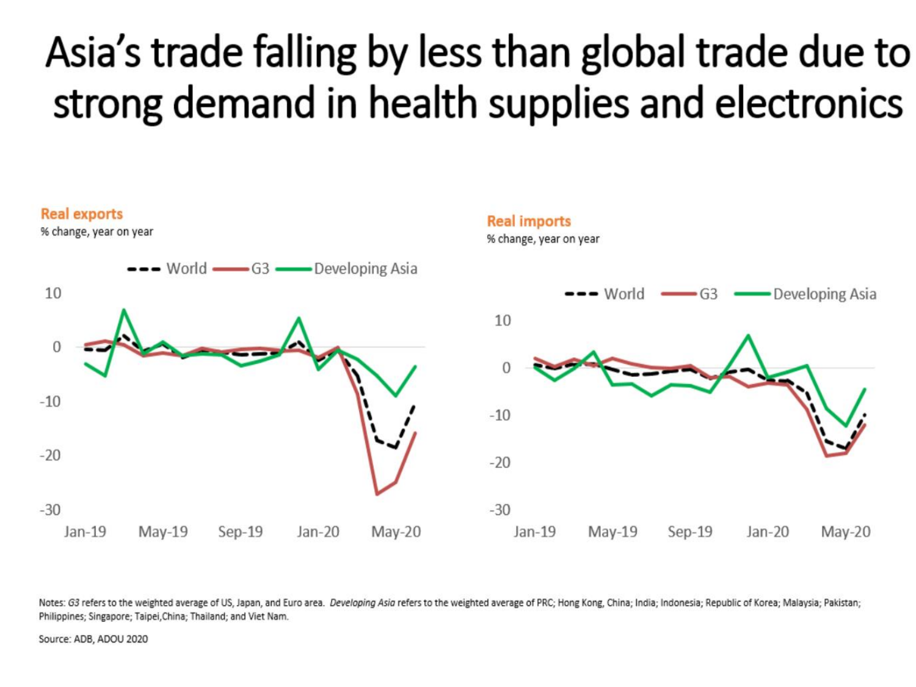# Asia's trade falling by less than global trade due to strong demand in health supplies and electronics

**Real exports**

% change, year on year

**Real imports**

% change, year on year

Notes: *G3* refers to the weighted average of US, Japan, and Euro area. *Developing Asia* refers to the weighted average of PRC; Hong Kong, China; India; Indonesia; Republic of Korea; Malaysia; Pakistan; Philippines; Singapore; Taipei,China; Thailand; and Viet Nam.

Source: ADB, ADOU 2020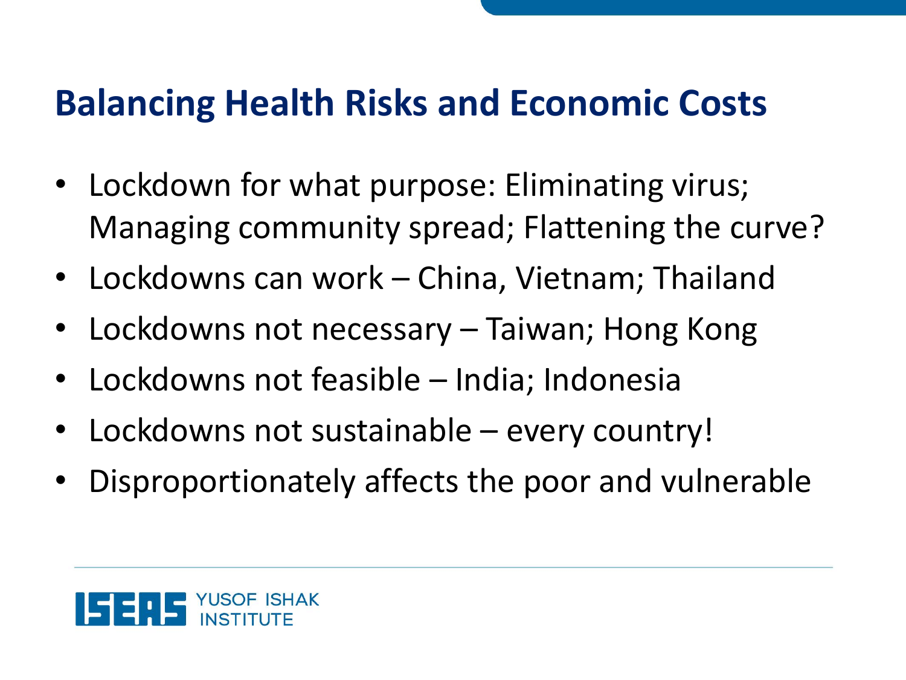# Balancing Health Risks and Economic Costs

- Lockdown for what purpose: Eliminating virus; Managing community spread; Flattening the curve?
- Lockdowns can work – China, Vietnam; Thailand
- Lockdowns not necessary – Taiwan; Hong Kong
- Lockdowns not feasible – India; Indonesia
- Lockdowns not sustainable – every country!
- Disproportionately affects the poor and vulnerable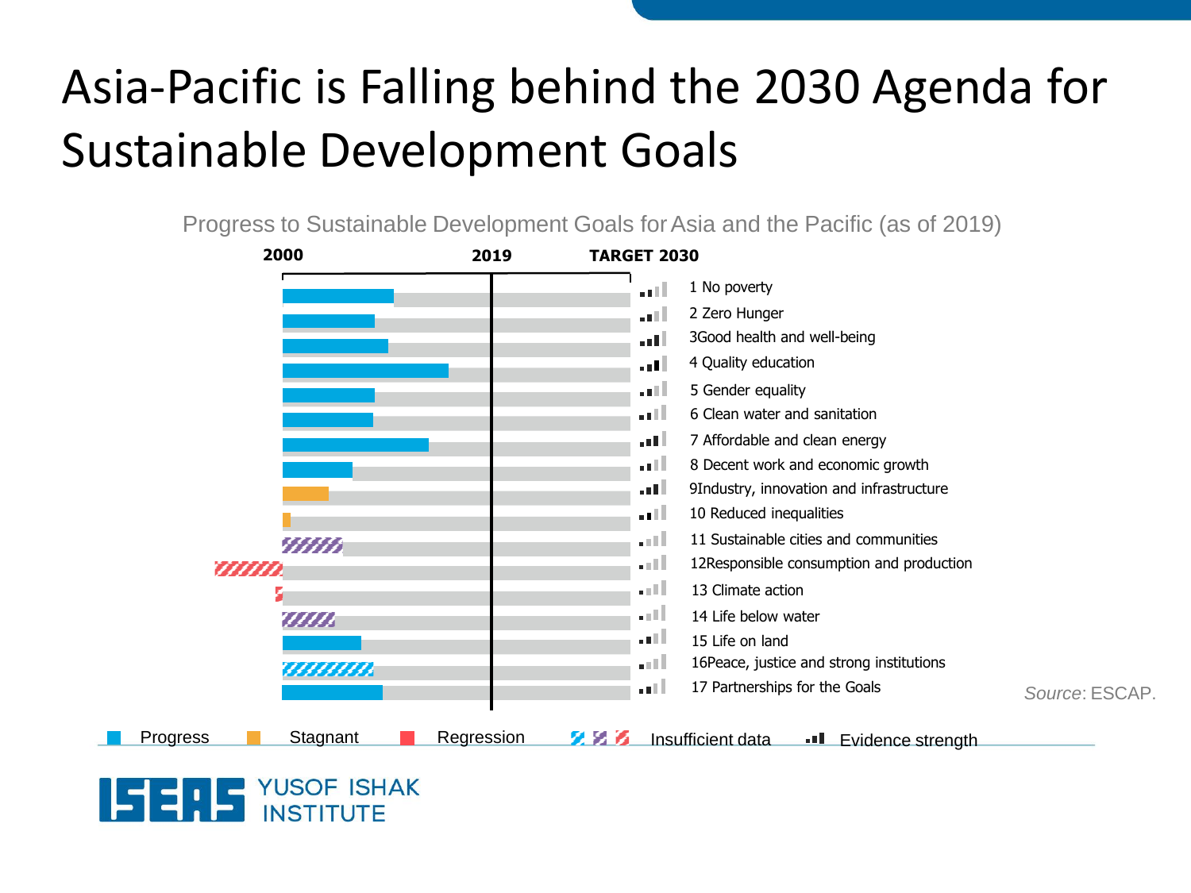# Asia-Pacific is Falling behind the 2030 Agenda for Sustainable Development Goals

Progress to Sustainable Development Goals for Asia and the Pacific (as of 2019)

2000 | 2019 | TARGET 2030

1 No poverty
2 Zero Hunger
3Good health and well-being
4 Quality education
5 Gender equality
6 Clean water and sanitation
7 Affordable and clean energy
8 Decent work and economic growth
9Industry, innovation and infrastructure
10 Reduced inequalities
11 Sustainable cities and communities
12Responsible consumption and production
13 Climate action
14 Life below water
15 Life on land
16Peace, justice and strong institutions
17 Partnerships for the Goals

*Source*: ESCAP.

Progress | Stagnant | Regression | Insufficient data | Evidence strength

YUSOF ISHAK INSTITUTE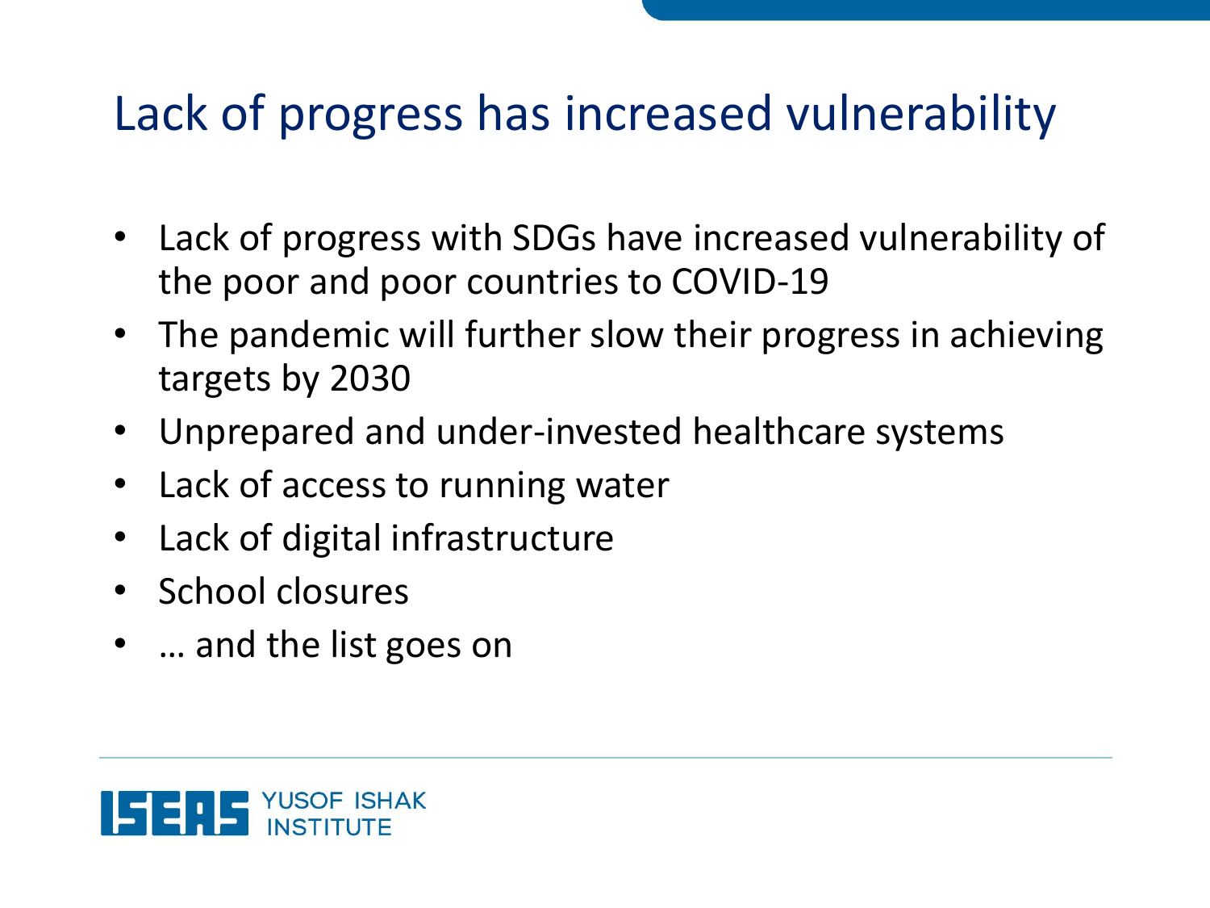# Lack of progress has increased vulnerability

- Lack of progress with SDGs have increased vulnerability of the poor and poor countries to COVID-19
- The pandemic will further slow their progress in achieving targets by 2030
- Unprepared and under-invested healthcare systems
- Lack of access to running water
- Lack of digital infrastructure
- School closures
- … and the list goes on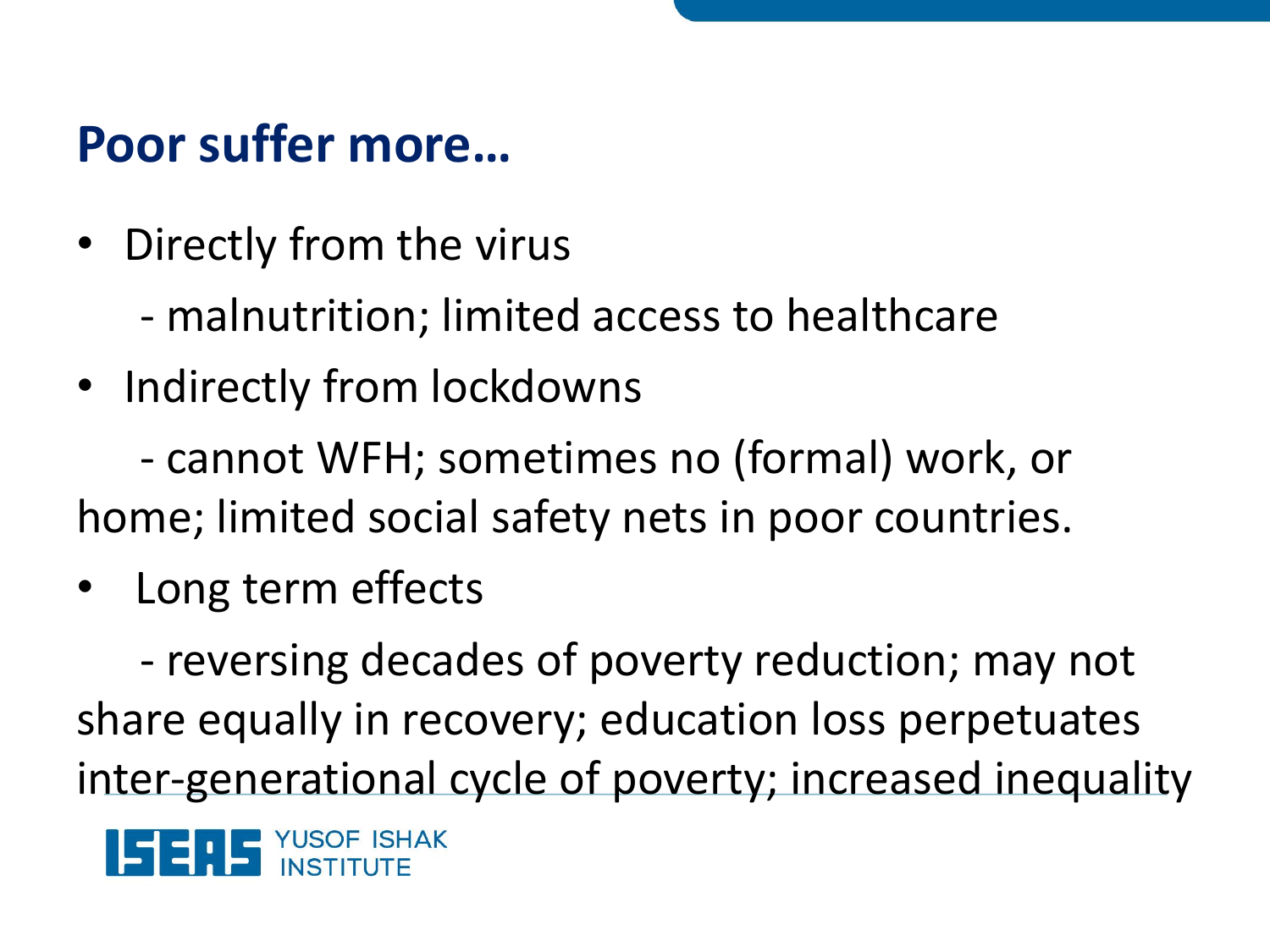## Poor suffer more…

- Directly from the virus
  - malnutrition; limited access to healthcare
- Indirectly from lockdowns
  - cannot WFH; sometimes no (formal) work, or home; limited social safety nets in poor countries.
- Long term effects
  - reversing decades of poverty reduction; may not share equally in recovery; education loss perpetuates inter-generational cycle of poverty; increased inequality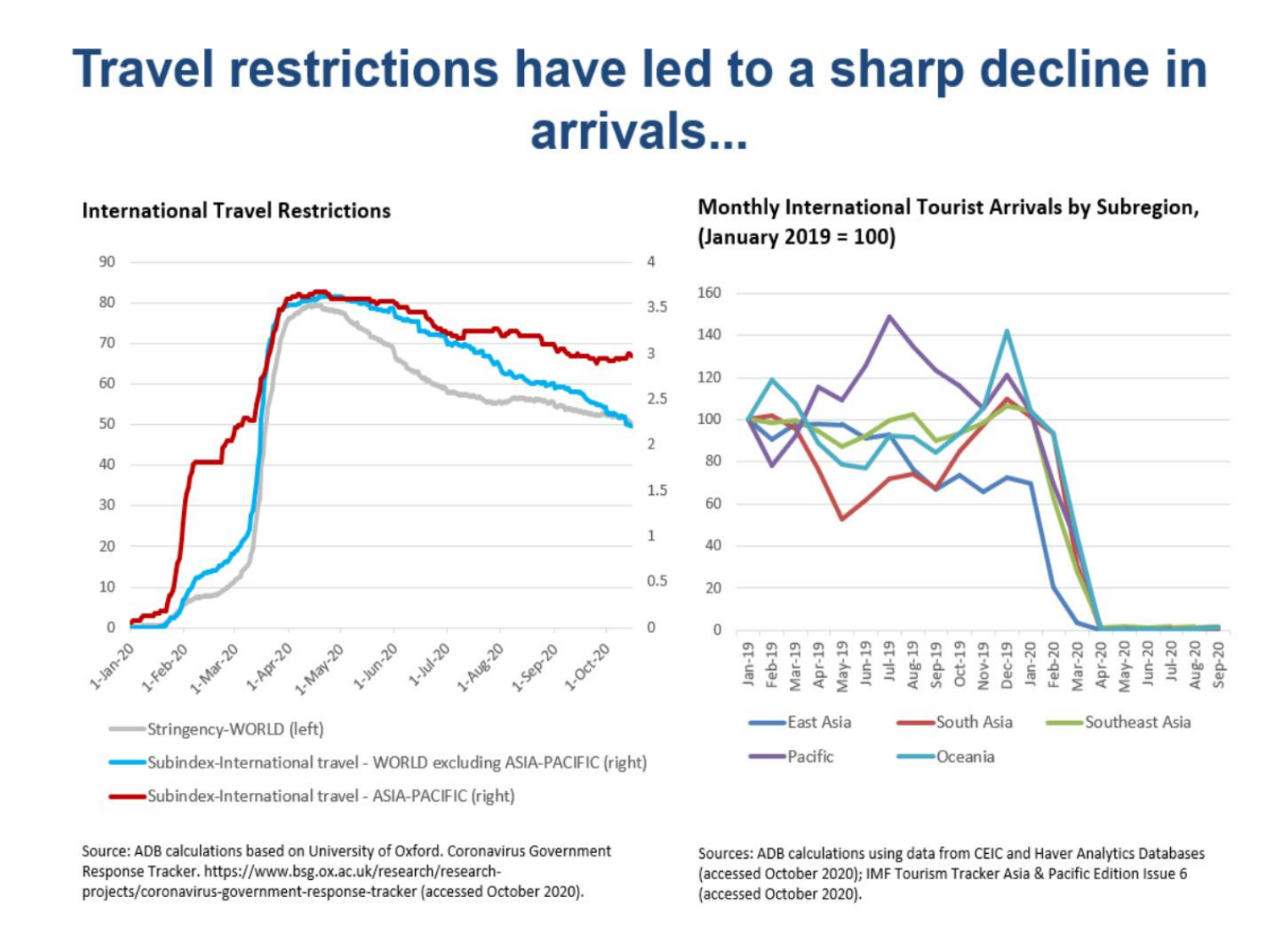# Travel restrictions have led to a sharp decline in arrivals...

**International Travel Restrictions**

- Stringency-WORLD (left)
- Subindex-International travel - WORLD excluding ASIA-PACIFIC (right)
- Subindex-International travel - ASIA-PACIFIC (right)

Source: ADB calculations based on University of Oxford. Coronavirus Government Response Tracker. https://www.bsg.ox.ac.uk/research/research-projects/coronavirus-government-response-tracker (accessed October 2020).

**Monthly International Tourist Arrivals by Subregion, (January 2019 = 100)**

- East Asia
- South Asia
- Southeast Asia
- Pacific
- Oceania

Sources: ADB calculations using data from CEIC and Haver Analytics Databases (accessed October 2020); IMF Tourism Tracker Asia & Pacific Edition Issue 6 (accessed October 2020).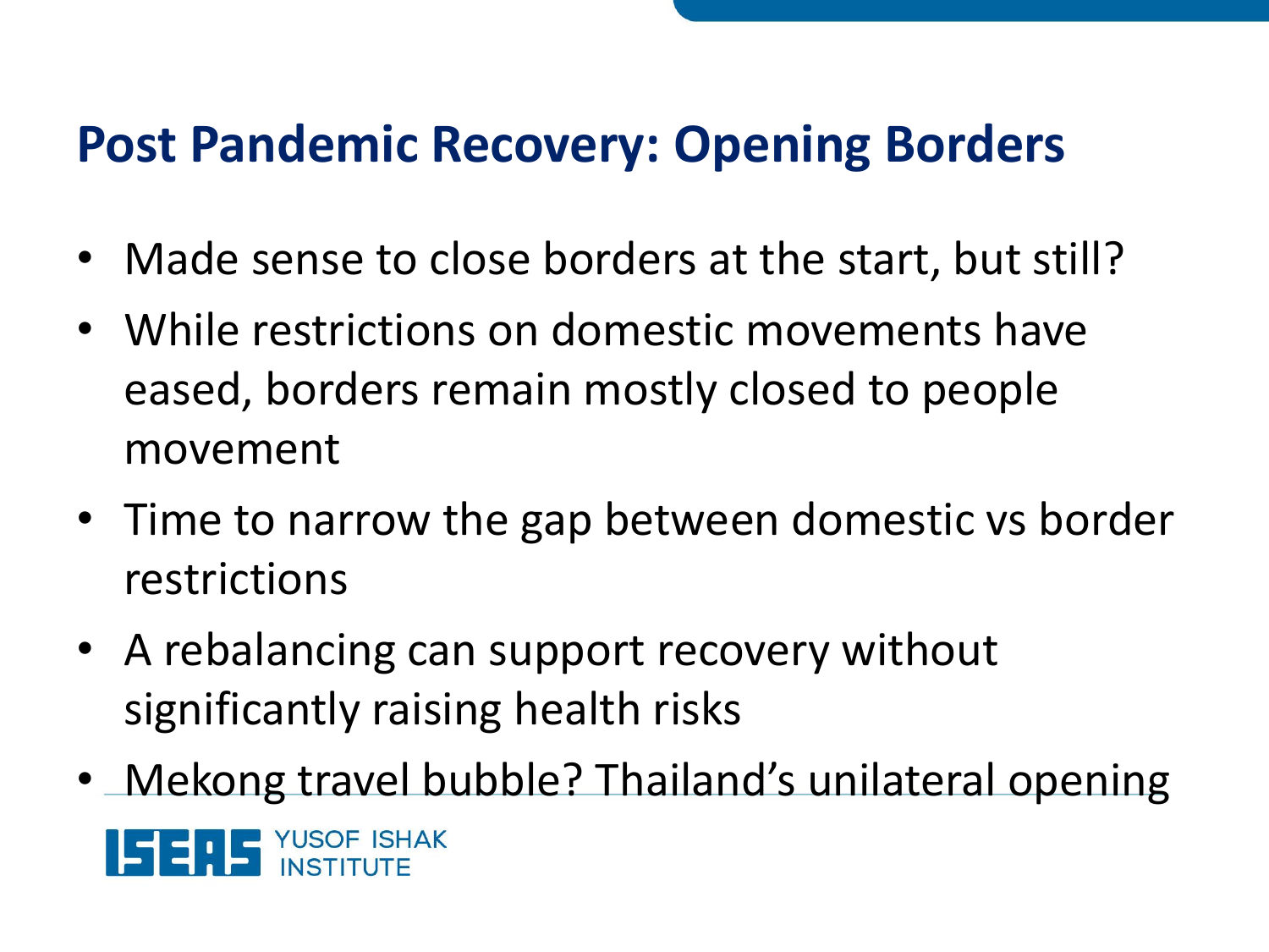# Post Pandemic Recovery: Opening Borders

- Made sense to close borders at the start, but still?
- While restrictions on domestic movements have eased, borders remain mostly closed to people movement
- Time to narrow the gap between domestic vs border restrictions
- A rebalancing can support recovery without significantly raising health risks
- Mekong travel bubble? Thailand's unilateral opening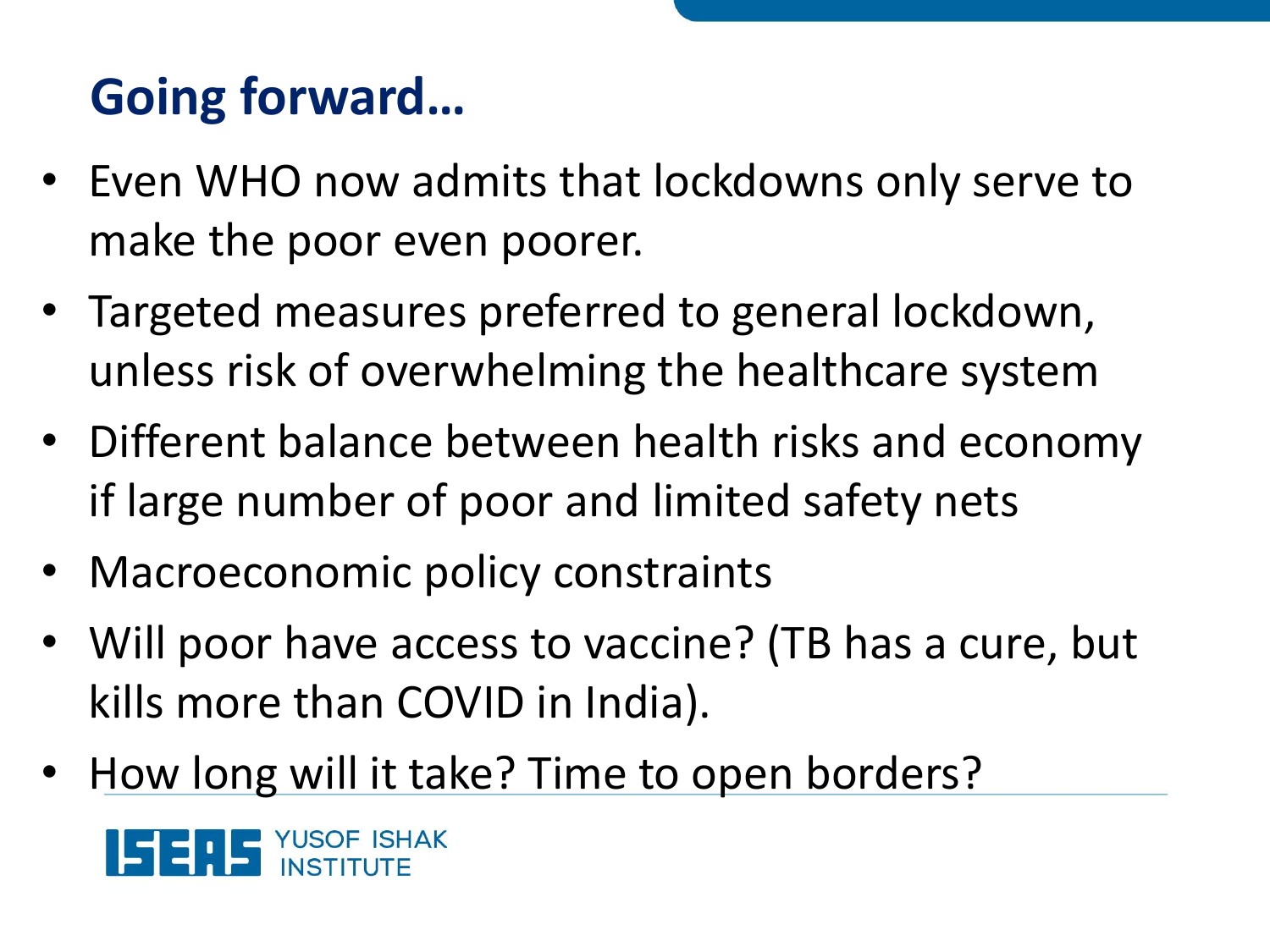# Going forward…

- Even WHO now admits that lockdowns only serve to make the poor even poorer.
- Targeted measures preferred to general lockdown, unless risk of overwhelming the healthcare system
- Different balance between health risks and economy if large number of poor and limited safety nets
- Macroeconomic policy constraints
- Will poor have access to vaccine? (TB has a cure, but kills more than COVID in India).
- How long will it take? Time to open borders?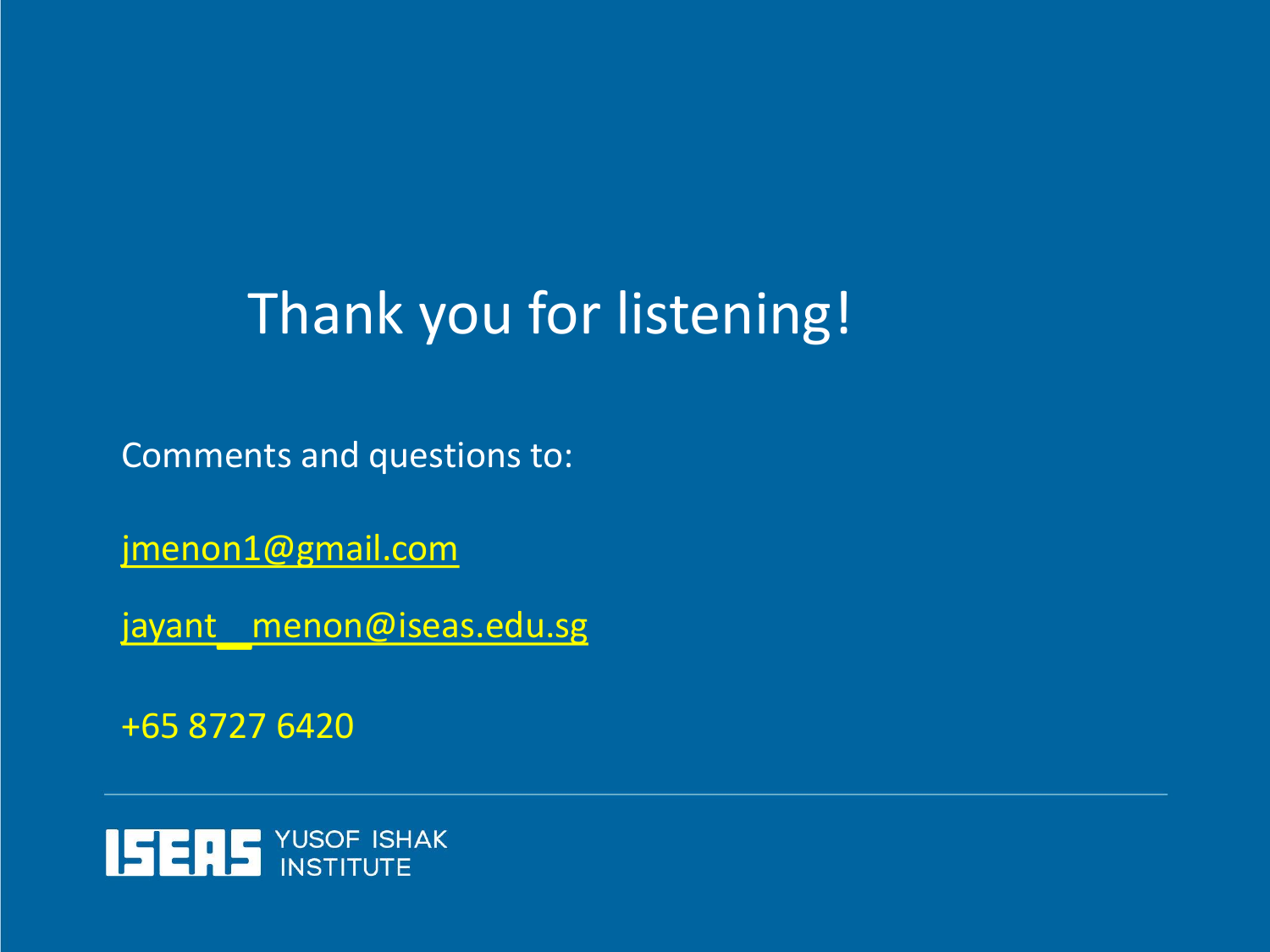# Thank you for listening!

Comments and questions to:

jmenon1@gmail.com

jayant_menon@iseas.edu.sg

+65 8727 6420

ISEAS YUSOF ISHAK INSTITUTE